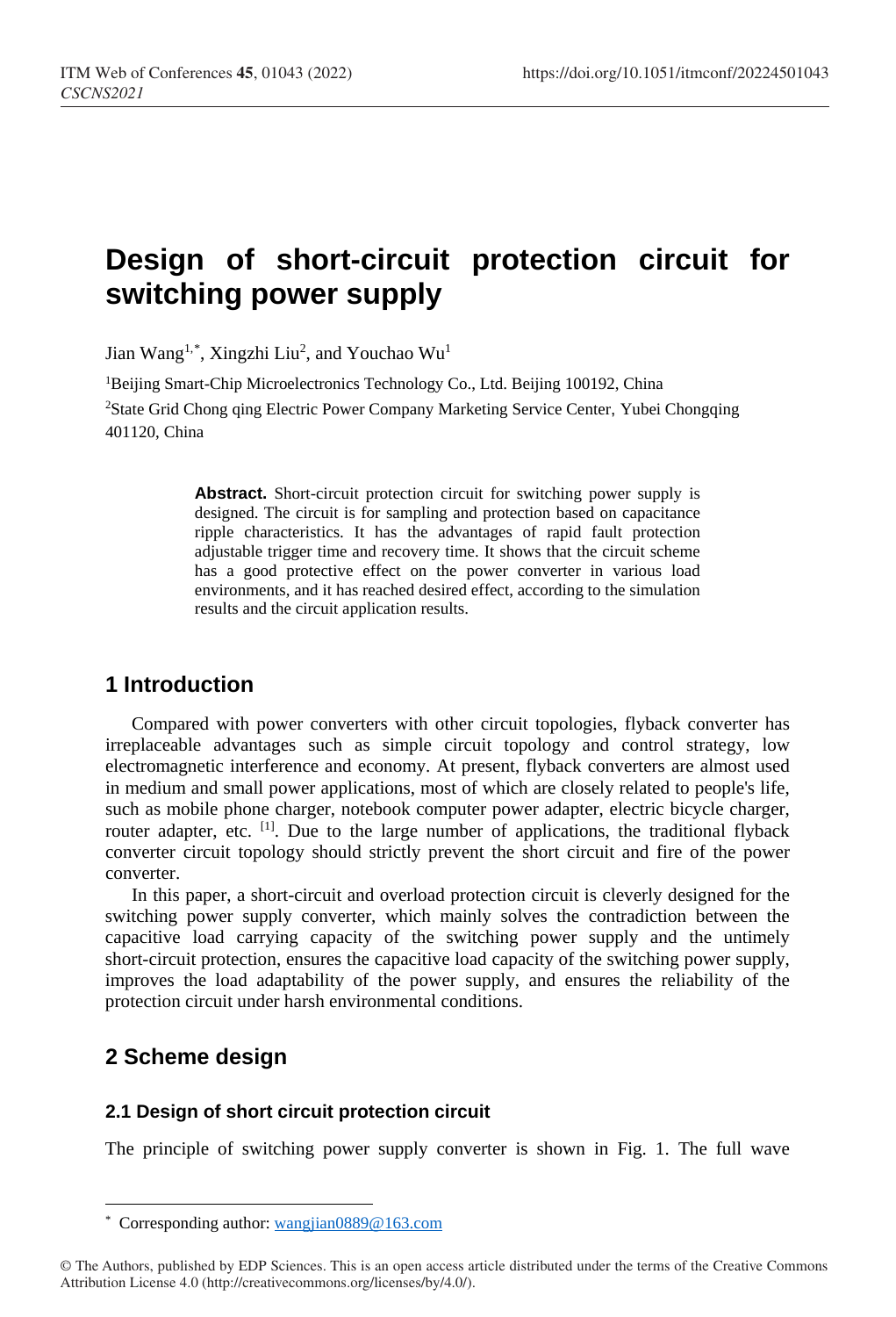# Design of short-circuit protection circuit for switching power supply

Jian Wang[1,*], Xingzhi Liu[2], and Youchao Wu[1]

[1]Beijing Smart-Chip Microelectronics Technology Co., Ltd. Beijing 100192, China

[2]State Grid Chong qing Electric Power Company Marketing Service Center, Yubei Chongqing 401120, China

**Abstract.** Short-circuit protection circuit for switching power supply is designed. The circuit is for sampling and protection based on capacitance ripple characteristics. It has the advantages of rapid fault protection adjustable trigger time and recovery time. It shows that the circuit scheme has a good protective effect on the power converter in various load environments, and it has reached desired effect, according to the simulation results and the circuit application results.

## 1 Introduction

Compared with power converters with other circuit topologies, flyback converter has irreplaceable advantages such as simple circuit topology and control strategy, low electromagnetic interference and economy. At present, flyback converters are almost used in medium and small power applications, most of which are closely related to people's life, such as mobile phone charger, notebook computer power adapter, electric bicycle charger, router adapter, etc. [1]. Due to the large number of applications, the traditional flyback converter circuit topology should strictly prevent the short circuit and fire of the power converter.

In this paper, a short-circuit and overload protection circuit is cleverly designed for the switching power supply converter, which mainly solves the contradiction between the capacitive load carrying capacity of the switching power supply and the untimely short-circuit protection, ensures the capacitive load capacity of the switching power supply, improves the load adaptability of the power supply, and ensures the reliability of the protection circuit under harsh environmental conditions.

## 2 Scheme design

### 2.1 Design of short circuit protection circuit

The principle of switching power supply converter is shown in Fig. 1. The full wave

---

[*] Corresponding author: wangjian0889@163.com

© The Authors, published by EDP Sciences. This is an open access article distributed under the terms of the Creative Commons Attribution License 4.0 (http://creativecommons.org/licenses/by/4.0/).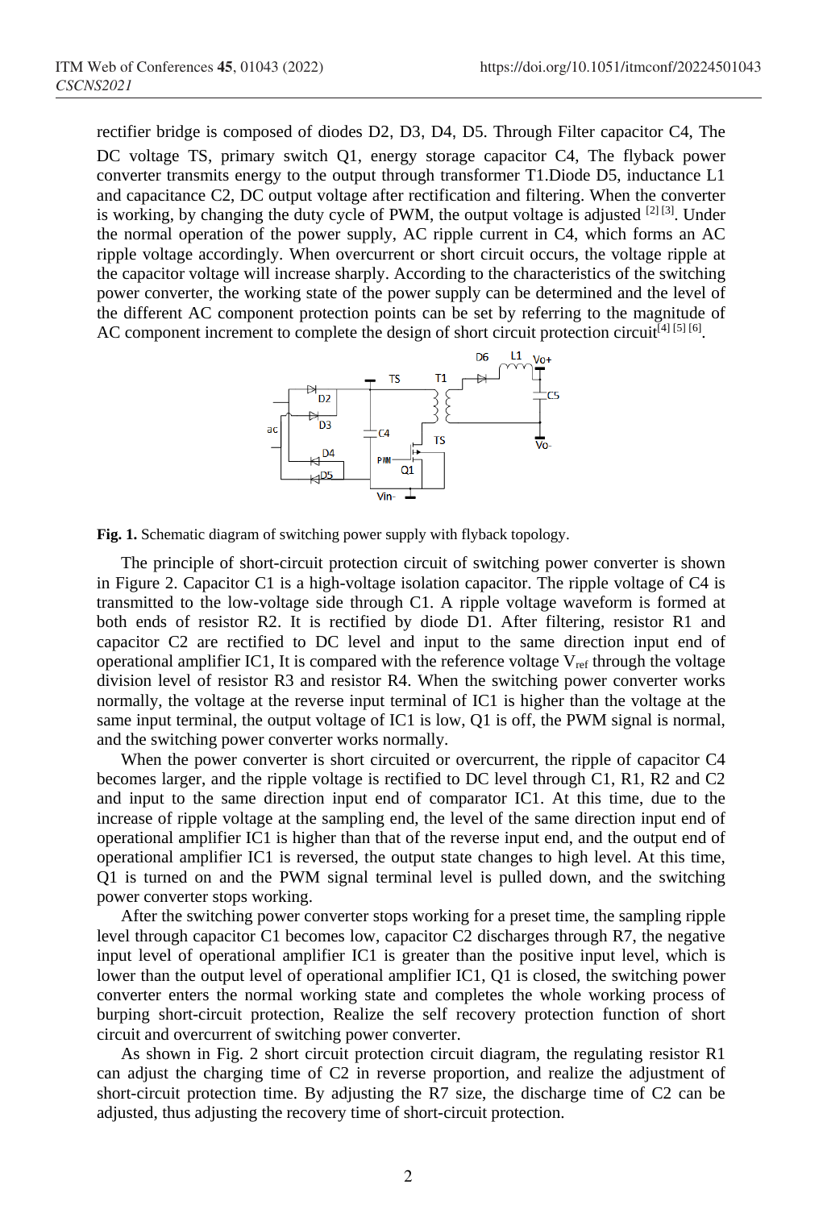rectifier bridge is composed of diodes D2, D3, D4, D5. Through Filter capacitor C4, The DC voltage TS, primary switch Q1, energy storage capacitor C4, The flyback power converter transmits energy to the output through transformer T1.Diode D5, inductance L1 and capacitance C2, DC output voltage after rectification and filtering. When the converter is working, by changing the duty cycle of PWM, the output voltage is adjusted [2] [3]. Under the normal operation of the power supply, AC ripple current in C4, which forms an AC ripple voltage accordingly. When overcurrent or short circuit occurs, the voltage ripple at the capacitor voltage will increase sharply. According to the characteristics of the switching power converter, the working state of the power supply can be determined and the level of the different AC component protection points can be set by referring to the magnitude of AC component increment to complete the design of short circuit protection circuit[4] [5] [6].

**Fig. 1.** Schematic diagram of switching power supply with flyback topology.

The principle of short-circuit protection circuit of switching power converter is shown in Figure 2. Capacitor C1 is a high-voltage isolation capacitor. The ripple voltage of C4 is transmitted to the low-voltage side through C1. A ripple voltage waveform is formed at both ends of resistor R2. It is rectified by diode D1. After filtering, resistor R1 and capacitor C2 are rectified to DC level and input to the same direction input end of operational amplifier IC1, It is compared with the reference voltage $V_{ref}$ through the voltage division level of resistor R3 and resistor R4. When the switching power converter works normally, the voltage at the reverse input terminal of IC1 is higher than the voltage at the same input terminal, the output voltage of IC1 is low, Q1 is off, the PWM signal is normal, and the switching power converter works normally.

When the power converter is short circuited or overcurrent, the ripple of capacitor C4 becomes larger, and the ripple voltage is rectified to DC level through C1, R1, R2 and C2 and input to the same direction input end of comparator IC1. At this time, due to the increase of ripple voltage at the sampling end, the level of the same direction input end of operational amplifier IC1 is higher than that of the reverse input end, and the output end of operational amplifier IC1 is reversed, the output state changes to high level. At this time, Q1 is turned on and the PWM signal terminal level is pulled down, and the switching power converter stops working.

After the switching power converter stops working for a preset time, the sampling ripple level through capacitor C1 becomes low, capacitor C2 discharges through R7, the negative input level of operational amplifier IC1 is greater than the positive input level, which is lower than the output level of operational amplifier IC1, Q1 is closed, the switching power converter enters the normal working state and completes the whole working process of burping short-circuit protection, Realize the self recovery protection function of short circuit and overcurrent of switching power converter.

As shown in Fig. 2 short circuit protection circuit diagram, the regulating resistor R1 can adjust the charging time of C2 in reverse proportion, and realize the adjustment of short-circuit protection time. By adjusting the R7 size, the discharge time of C2 can be adjusted, thus adjusting the recovery time of short-circuit protection.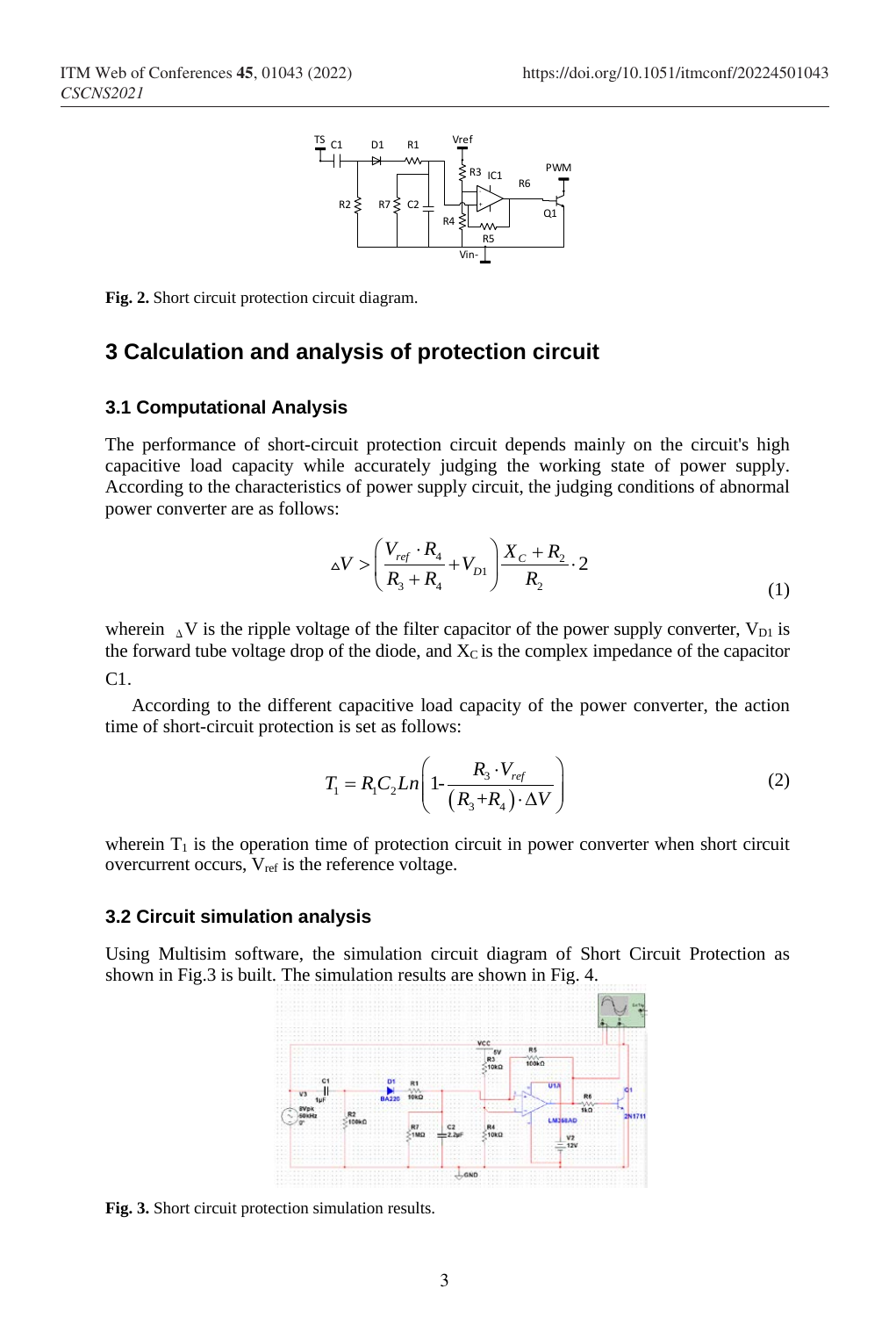**Fig. 2.** Short circuit protection circuit diagram.

## 3 Calculation and analysis of protection circuit

### 3.1 Computational Analysis

The performance of short-circuit protection circuit depends mainly on the circuit's high capacitive load capacity while accurately judging the working state of power supply. According to the characteristics of power supply circuit, the judging conditions of abnormal power converter are as follows:

$$\Delta V > \left( \frac{V_{ref} \cdot R_4}{R_3 + R_4} + V_{D1} \right) \frac{X_C + R_2}{R_2} \cdot 2 \tag{1}$$

wherein $\Delta V$ is the ripple voltage of the filter capacitor of the power supply converter, $V_{D1}$ is the forward tube voltage drop of the diode, and $X_C$ is the complex impedance of the capacitor C1.

According to the different capacitive load capacity of the power converter, the action time of short-circuit protection is set as follows:

$$T_1 = R_1 C_2 Ln\left( 1 - \frac{R_3 \cdot V_{ref}}{(R_3 + R_4) \cdot \Delta V} \right) \tag{2}$$

wherein $T_1$ is the operation time of protection circuit in power converter when short circuit overcurrent occurs, $V_{ref}$ is the reference voltage.

### 3.2 Circuit simulation analysis

Using Multisim software, the simulation circuit diagram of Short Circuit Protection as shown in Fig.3 is built. The simulation results are shown in Fig. 4.

**Fig. 3.** Short circuit protection simulation results.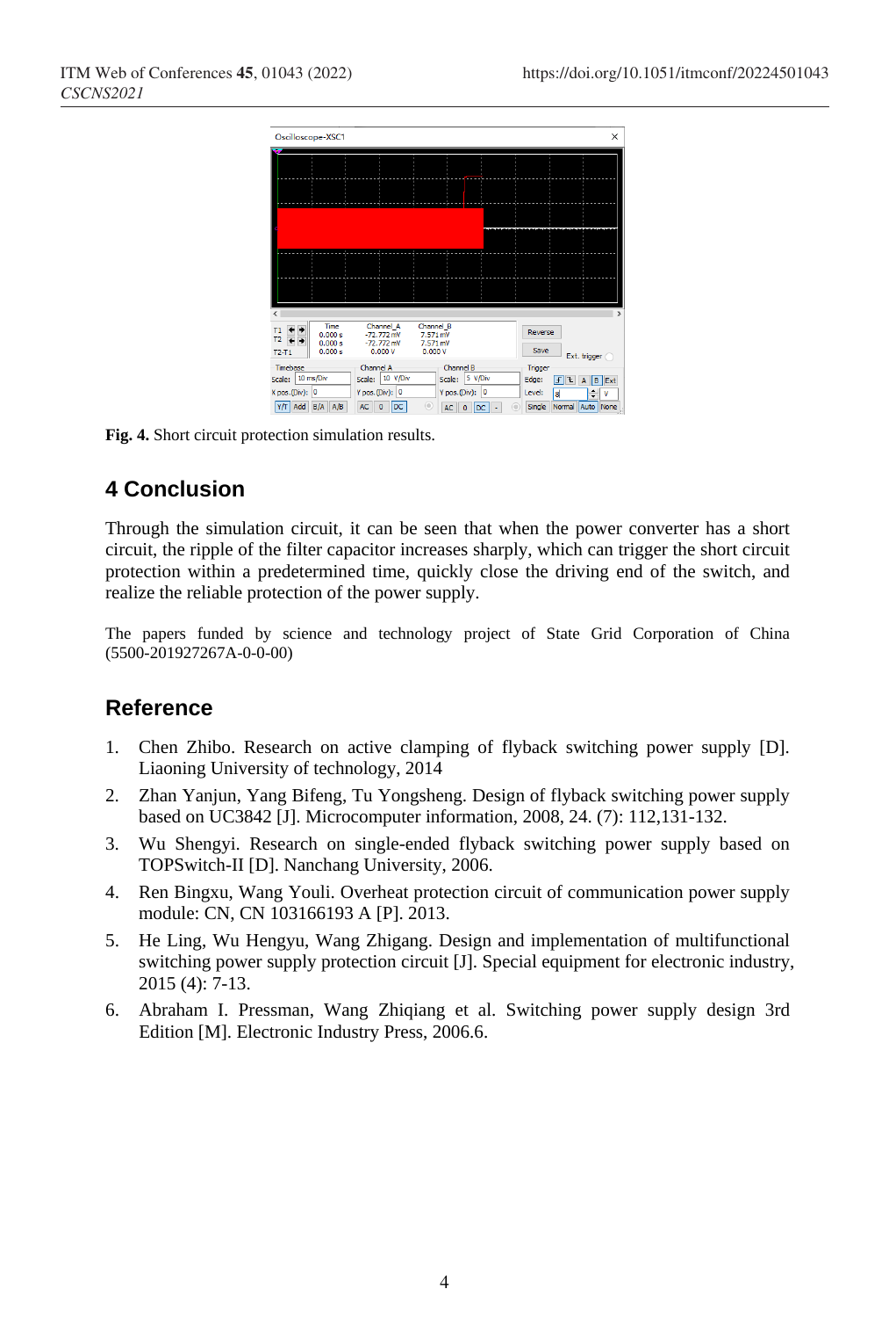Oscilloscope-XSC1

T1 T2 T2-T1

Time 0.000 s 0.000 s 0.000 s

Channel_A -72.772 mV -72.772 mV 0.000 V

Channel_B 7.571 mV 7.571 mV 0.000 V

Reverse

Save

Ext. trigger

Timebase Scale: 10 ms/Div X pos.(Div): 0 Y/T Add B/A A/B

Channel A Scale: 10 V/Div Y pos.(Div): 0 AC 0 DC

Channel B Scale: 5 V/Div Y pos.(Div): 0 AC 0 DC -

Trigger Edge: A B Ext Level: 0 V Single Normal Auto None

**Fig. 4.** Short circuit protection simulation results.

## 4 Conclusion

Through the simulation circuit, it can be seen that when the power converter has a short circuit, the ripple of the filter capacitor increases sharply, which can trigger the short circuit protection within a predetermined time, quickly close the driving end of the switch, and realize the reliable protection of the power supply.

The papers funded by science and technology project of State Grid Corporation of China (5500-201927267A-0-0-00)

## Reference

1. Chen Zhibo. Research on active clamping of flyback switching power supply [D]. Liaoning University of technology, 2014
2. Zhan Yanjun, Yang Bifeng, Tu Yongsheng. Design of flyback switching power supply based on UC3842 [J]. Microcomputer information, 2008, 24. (7): 112,131-132.
3. Wu Shengyi. Research on single-ended flyback switching power supply based on TOPSwitch-II [D]. Nanchang University, 2006.
4. Ren Bingxu, Wang Youli. Overheat protection circuit of communication power supply module: CN, CN 103166193 A [P]. 2013.
5. He Ling, Wu Hengyu, Wang Zhigang. Design and implementation of multifunctional switching power supply protection circuit [J]. Special equipment for electronic industry, 2015 (4): 7-13.
6. Abraham I. Pressman, Wang Zhiqiang et al. Switching power supply design 3rd Edition [M]. Electronic Industry Press, 2006.6.